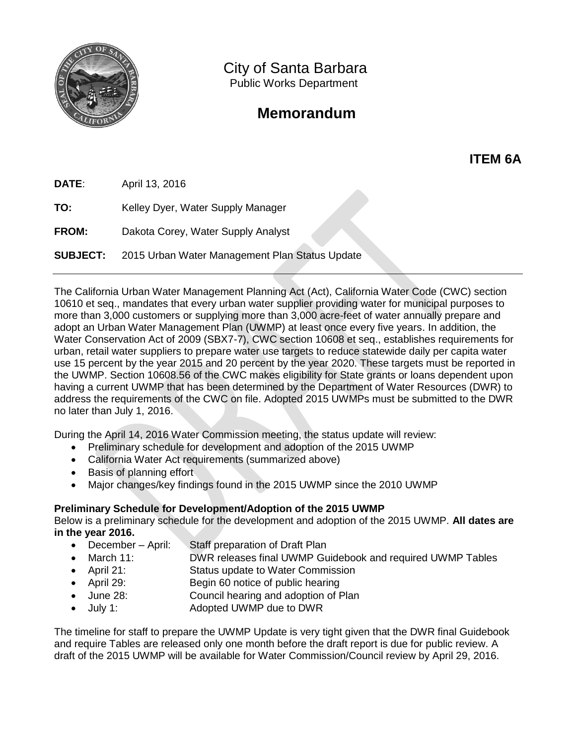City of Santa Barbara
Public Works Department

# Memorandum

**ITEM 6A**

**DATE**: April 13, 2016

**TO:** Kelley Dyer, Water Supply Manager

**FROM:** Dakota Corey, Water Supply Analyst

**SUBJECT:** 2015 Urban Water Management Plan Status Update

---

The California Urban Water Management Planning Act (Act), California Water Code (CWC) section 10610 et seq., mandates that every urban water supplier providing water for municipal purposes to more than 3,000 customers or supplying more than 3,000 acre-feet of water annually prepare and adopt an Urban Water Management Plan (UWMP) at least once every five years. In addition, the Water Conservation Act of 2009 (SBX7-7), CWC section 10608 et seq., establishes requirements for urban, retail water suppliers to prepare water use targets to reduce statewide daily per capita water use 15 percent by the year 2015 and 20 percent by the year 2020. These targets must be reported in the UWMP. Section 10608.56 of the CWC makes eligibility for State grants or loans dependent upon having a current UWMP that has been determined by the Department of Water Resources (DWR) to address the requirements of the CWC on file. Adopted 2015 UWMPs must be submitted to the DWR no later than July 1, 2016.

During the April 14, 2016 Water Commission meeting, the status update will review:

- Preliminary schedule for development and adoption of the 2015 UWMP
- California Water Act requirements (summarized above)
- Basis of planning effort
- Major changes/key findings found in the 2015 UWMP since the 2010 UWMP

**Preliminary Schedule for Development/Adoption of the 2015 UWMP**

Below is a preliminary schedule for the development and adoption of the 2015 UWMP. **All dates are in the year 2016.**

- December – April: Staff preparation of Draft Plan
- March 11: DWR releases final UWMP Guidebook and required UWMP Tables
- April 21: Status update to Water Commission
- April 29: Begin 60 notice of public hearing
- June 28: Council hearing and adoption of Plan
- July 1: Adopted UWMP due to DWR

The timeline for staff to prepare the UWMP Update is very tight given that the DWR final Guidebook and require Tables are released only one month before the draft report is due for public review. A draft of the 2015 UWMP will be available for Water Commission/Council review by April 29, 2016.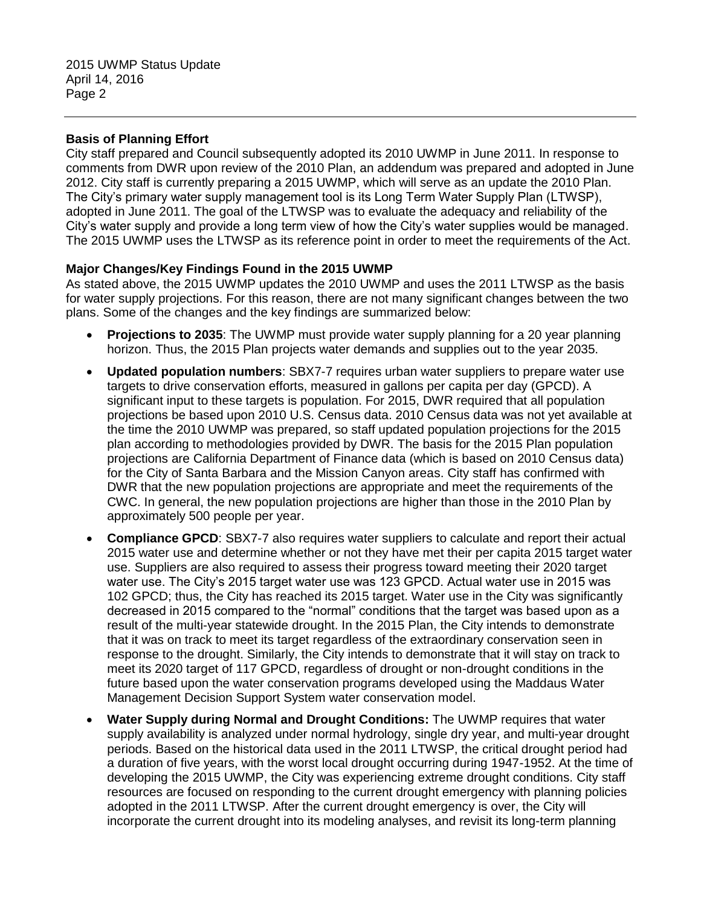**Basis of Planning Effort**

City staff prepared and Council subsequently adopted its 2010 UWMP in June 2011. In response to comments from DWR upon review of the 2010 Plan, an addendum was prepared and adopted in June 2012. City staff is currently preparing a 2015 UWMP, which will serve as an update the 2010 Plan. The City's primary water supply management tool is its Long Term Water Supply Plan (LTWSP), adopted in June 2011. The goal of the LTWSP was to evaluate the adequacy and reliability of the City's water supply and provide a long term view of how the City's water supplies would be managed. The 2015 UWMP uses the LTWSP as its reference point in order to meet the requirements of the Act.

**Major Changes/Key Findings Found in the 2015 UWMP**

As stated above, the 2015 UWMP updates the 2010 UWMP and uses the 2011 LTWSP as the basis for water supply projections. For this reason, there are not many significant changes between the two plans. Some of the changes and the key findings are summarized below:

- **Projections to 2035**: The UWMP must provide water supply planning for a 20 year planning horizon. Thus, the 2015 Plan projects water demands and supplies out to the year 2035.
- **Updated population numbers**: SBX7-7 requires urban water suppliers to prepare water use targets to drive conservation efforts, measured in gallons per capita per day (GPCD). A significant input to these targets is population. For 2015, DWR required that all population projections be based upon 2010 U.S. Census data. 2010 Census data was not yet available at the time the 2010 UWMP was prepared, so staff updated population projections for the 2015 plan according to methodologies provided by DWR. The basis for the 2015 Plan population projections are California Department of Finance data (which is based on 2010 Census data) for the City of Santa Barbara and the Mission Canyon areas. City staff has confirmed with DWR that the new population projections are appropriate and meet the requirements of the CWC. In general, the new population projections are higher than those in the 2010 Plan by approximately 500 people per year.
- **Compliance GPCD**: SBX7-7 also requires water suppliers to calculate and report their actual 2015 water use and determine whether or not they have met their per capita 2015 target water use. Suppliers are also required to assess their progress toward meeting their 2020 target water use. The City's 2015 target water use was 123 GPCD. Actual water use in 2015 was 102 GPCD; thus, the City has reached its 2015 target. Water use in the City was significantly decreased in 2015 compared to the "normal" conditions that the target was based upon as a result of the multi-year statewide drought. In the 2015 Plan, the City intends to demonstrate that it was on track to meet its target regardless of the extraordinary conservation seen in response to the drought. Similarly, the City intends to demonstrate that it will stay on track to meet its 2020 target of 117 GPCD, regardless of drought or non-drought conditions in the future based upon the water conservation programs developed using the Maddaus Water Management Decision Support System water conservation model.
- **Water Supply during Normal and Drought Conditions:** The UWMP requires that water supply availability is analyzed under normal hydrology, single dry year, and multi-year drought periods. Based on the historical data used in the 2011 LTWSP, the critical drought period had a duration of five years, with the worst local drought occurring during 1947-1952. At the time of developing the 2015 UWMP, the City was experiencing extreme drought conditions. City staff resources are focused on responding to the current drought emergency with planning policies adopted in the 2011 LTWSP. After the current drought emergency is over, the City will incorporate the current drought into its modeling analyses, and revisit its long-term planning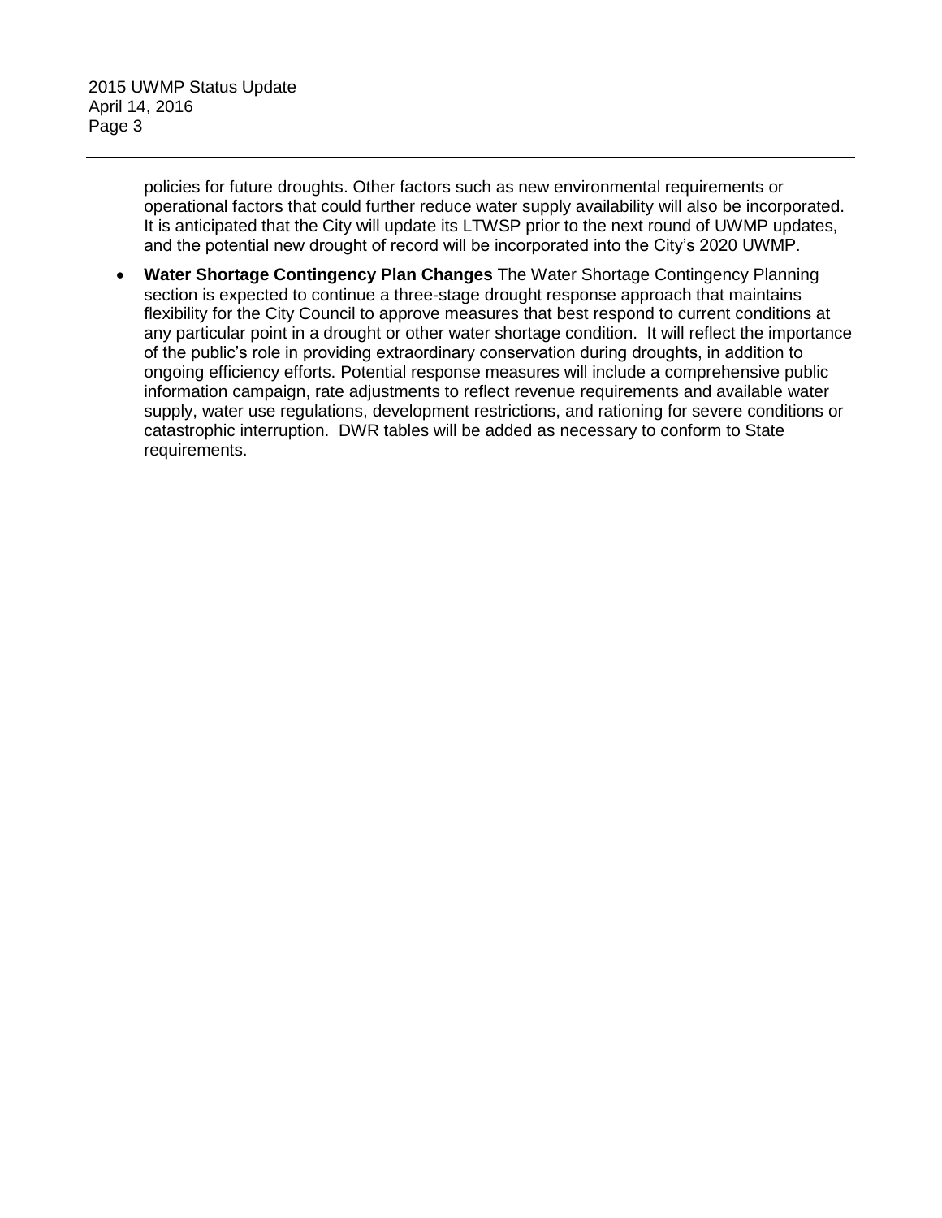policies for future droughts. Other factors such as new environmental requirements or operational factors that could further reduce water supply availability will also be incorporated. It is anticipated that the City will update its LTWSP prior to the next round of UWMP updates, and the potential new drought of record will be incorporated into the City's 2020 UWMP.

- **Water Shortage Contingency Plan Changes** The Water Shortage Contingency Planning section is expected to continue a three-stage drought response approach that maintains flexibility for the City Council to approve measures that best respond to current conditions at any particular point in a drought or other water shortage condition. It will reflect the importance of the public's role in providing extraordinary conservation during droughts, in addition to ongoing efficiency efforts. Potential response measures will include a comprehensive public information campaign, rate adjustments to reflect revenue requirements and available water supply, water use regulations, development restrictions, and rationing for severe conditions or catastrophic interruption. DWR tables will be added as necessary to conform to State requirements.